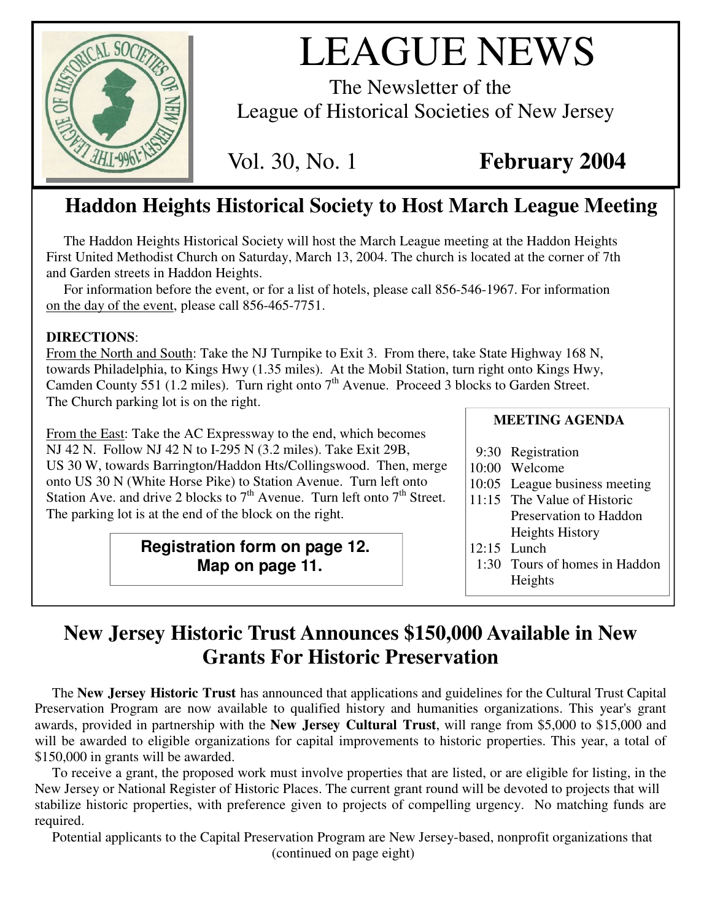# LEAGUE NEWS

The Newsletter of the
League of Historical Societies of New Jersey

Vol. 30, No. 1 **February 2004**

## Haddon Heights Historical Society to Host March League Meeting

The Haddon Heights Historical Society will host the March League meeting at the Haddon Heights First United Methodist Church on Saturday, March 13, 2004. The church is located at the corner of 7th and Garden streets in Haddon Heights.

For information before the event, or for a list of hotels, please call 856-546-1967. For information on the day of the event, please call 856-465-7751.

**DIRECTIONS**:

From the North and South: Take the NJ Turnpike to Exit 3. From there, take State Highway 168 N, towards Philadelphia, to Kings Hwy (1.35 miles). At the Mobil Station, turn right onto Kings Hwy, Camden County 551 (1.2 miles). Turn right onto 7th Avenue. Proceed 3 blocks to Garden Street. The Church parking lot is on the right.

From the East: Take the AC Expressway to the end, which becomes NJ 42 N. Follow NJ 42 N to I-295 N (3.2 miles). Take Exit 29B, US 30 W, towards Barrington/Haddon Hts/Collingswood. Then, merge onto US 30 N (White Horse Pike) to Station Avenue. Turn left onto Station Ave. and drive 2 blocks to 7th Avenue. Turn left onto 7th Street. The parking lot is at the end of the block on the right.

**Registration form on page 12.**
**Map on page 11.**

**MEETING AGENDA**

| | |
|---|---|
| 9:30 | Registration |
| 10:00 | Welcome |
| 10:05 | League business meeting |
| 11:15 | The Value of Historic Preservation to Haddon Heights History |
| 12:15 | Lunch |
| 1:30 | Tours of homes in Haddon Heights |

## New Jersey Historic Trust Announces $150,000 Available in New Grants For Historic Preservation

The **New Jersey Historic Trust** has announced that applications and guidelines for the Cultural Trust Capital Preservation Program are now available to qualified history and humanities organizations. This year's grant awards, provided in partnership with the **New Jersey Cultural Trust**, will range from $5,000 to $15,000 and will be awarded to eligible organizations for capital improvements to historic properties. This year, a total of $150,000 in grants will be awarded.

To receive a grant, the proposed work must involve properties that are listed, or are eligible for listing, in the New Jersey or National Register of Historic Places. The current grant round will be devoted to projects that will stabilize historic properties, with preference given to projects of compelling urgency. No matching funds are required.

Potential applicants to the Capital Preservation Program are New Jersey-based, nonprofit organizations that

(continued on page eight)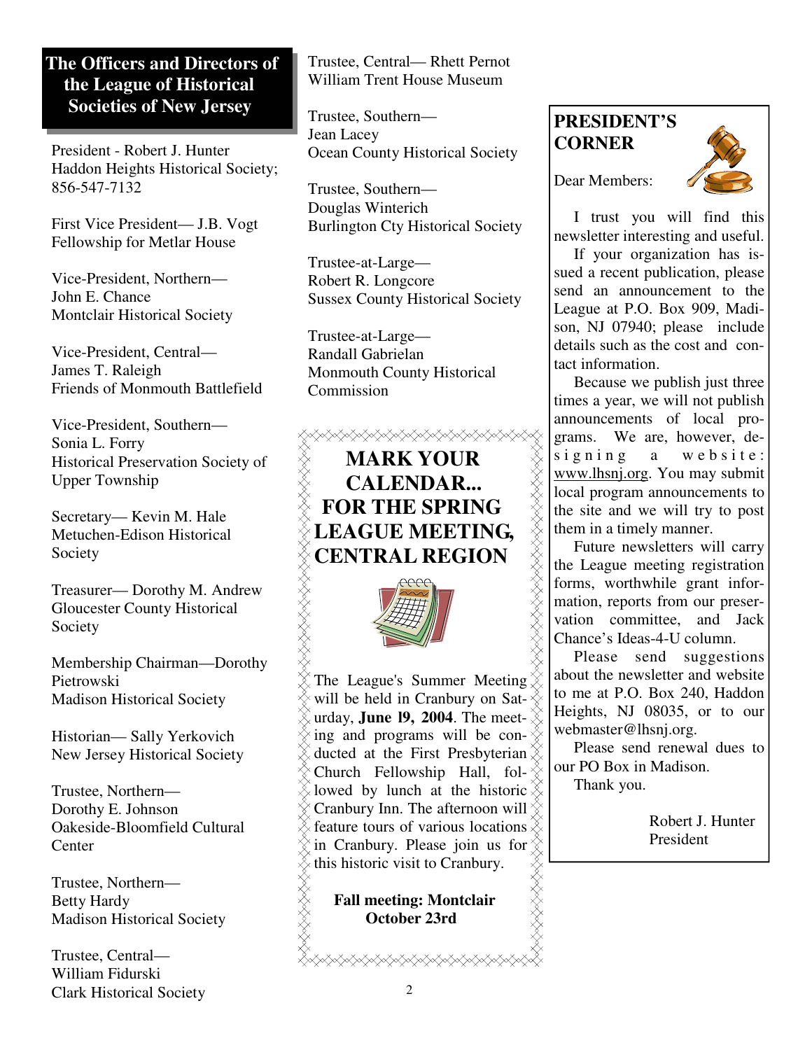## The Officers and Directors of the League of Historical Societies of New Jersey

President - Robert J. Hunter
Haddon Heights Historical Society;
856-547-7132

First Vice President— J.B. Vogt
Fellowship for Metlar House

Vice-President, Northern—
John E. Chance
Montclair Historical Society

Vice-President, Central—
James T. Raleigh
Friends of Monmouth Battlefield

Vice-President, Southern—
Sonia L. Forry
Historical Preservation Society of Upper Township

Secretary— Kevin M. Hale
Metuchen-Edison Historical Society

Treasurer— Dorothy M. Andrew
Gloucester County Historical Society

Membership Chairman—Dorothy Pietrowski
Madison Historical Society

Historian— Sally Yerkovich
New Jersey Historical Society

Trustee, Northern—
Dorothy E. Johnson
Oakeside-Bloomfield Cultural Center

Trustee, Northern—
Betty Hardy
Madison Historical Society

Trustee, Central—
William Fidurski
Clark Historical Society

Trustee, Central— Rhett Pernot
William Trent House Museum

Trustee, Southern—
Jean Lacey
Ocean County Historical Society

Trustee, Southern—
Douglas Winterich
Burlington Cty Historical Society

Trustee-at-Large—
Robert R. Longcore
Sussex County Historical Society

Trustee-at-Large—
Randall Gabrielan
Monmouth County Historical Commission

## MARK YOUR CALENDAR... FOR THE SPRING LEAGUE MEETING, CENTRAL REGION

The League's Summer Meeting will be held in Cranbury on Saturday, **June l9, 2004**. The meeting and programs will be conducted at the First Presbyterian Church Fellowship Hall, followed by lunch at the historic Cranbury Inn. The afternoon will feature tours of various locations in Cranbury. Please join us for this historic visit to Cranbury.

**Fall meeting: Montclair October 23rd**

## PRESIDENT'S CORNER

Dear Members:

I trust you will find this newsletter interesting and useful.

If your organization has issued a recent publication, please send an announcement to the League at P.O. Box 909, Madison, NJ 07940; please include details such as the cost and contact information.

Because we publish just three times a year, we will not publish announcements of local programs. We are, however, designing a website: www.lhsnj.org. You may submit local program announcements to the site and we will try to post them in a timely manner.

Future newsletters will carry the League meeting registration forms, worthwhile grant information, reports from our preservation committee, and Jack Chance's Ideas-4-U column.

Please send suggestions about the newsletter and website to me at P.O. Box 240, Haddon Heights, NJ 08035, or to our webmaster@lhsnj.org.

Please send renewal dues to our PO Box in Madison.

Thank you.

Robert J. Hunter
President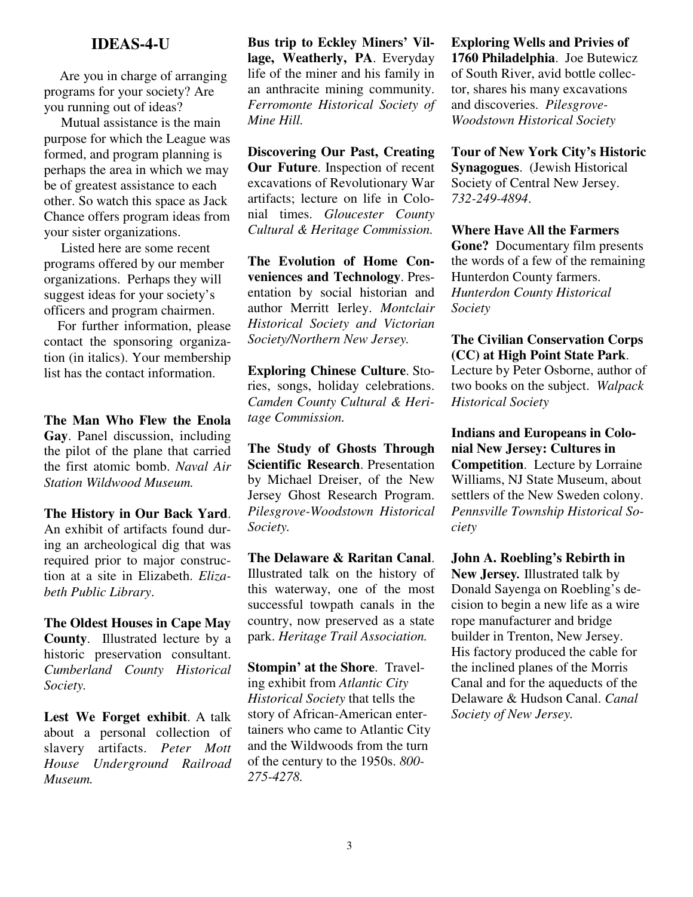## IDEAS-4-U

Are you in charge of arranging programs for your society? Are you running out of ideas?

Mutual assistance is the main purpose for which the League was formed, and program planning is perhaps the area in which we may be of greatest assistance to each other. So watch this space as Jack Chance offers program ideas from your sister organizations.

Listed here are some recent programs offered by our member organizations. Perhaps they will suggest ideas for your society's officers and program chairmen.

For further information, please contact the sponsoring organization (in italics). Your membership list has the contact information.

**The Man Who Flew the Enola Gay**. Panel discussion, including the pilot of the plane that carried the first atomic bomb. *Naval Air Station Wildwood Museum.*

**The History in Our Back Yard**. An exhibit of artifacts found during an archeological dig that was required prior to major construction at a site in Elizabeth. *Elizabeth Public Library*.

**The Oldest Houses in Cape May County**. Illustrated lecture by a historic preservation consultant. *Cumberland County Historical Society.*

**Lest We Forget exhibit**. A talk about a personal collection of slavery artifacts. *Peter Mott House Underground Railroad Museum.*

**Bus trip to Eckley Miners' Village, Weatherly, PA**. Everyday life of the miner and his family in an anthracite mining community. *Ferromonte Historical Society of Mine Hill.*

**Discovering Our Past, Creating Our Future**. Inspection of recent excavations of Revolutionary War artifacts; lecture on life in Colonial times. *Gloucester County Cultural & Heritage Commission.*

**The Evolution of Home Conveniences and Technology**. Presentation by social historian and author Merritt Ierley. *Montclair Historical Society and Victorian Society/Northern New Jersey.*

**Exploring Chinese Culture**. Stories, songs, holiday celebrations. *Camden County Cultural & Heritage Commission.*

**The Study of Ghosts Through Scientific Research**. Presentation by Michael Dreiser, of the New Jersey Ghost Research Program. *Pilesgrove-Woodstown Historical Society.*

**The Delaware & Raritan Canal**. Illustrated talk on the history of this waterway, one of the most successful towpath canals in the country, now preserved as a state park. *Heritage Trail Association.*

**Stompin' at the Shore**. Traveling exhibit from *Atlantic City Historical Society* that tells the story of African-American entertainers who came to Atlantic City and the Wildwoods from the turn of the century to the 1950s. *800-275-4278.*

**Exploring Wells and Privies of 1760 Philadelphia**. Joe Butewicz of South River, avid bottle collector, shares his many excavations and discoveries. *Pilesgrove-Woodstown Historical Society*

**Tour of New York City's Historic Synagogues**. (Jewish Historical Society of Central New Jersey. *732-249-4894*.

**Where Have All the Farmers Gone?** Documentary film presents the words of a few of the remaining Hunterdon County farmers. *Hunterdon County Historical Society*

**The Civilian Conservation Corps (CC) at High Point State Park**. Lecture by Peter Osborne, author of two books on the subject. *Walpack Historical Society*

**Indians and Europeans in Colonial New Jersey: Cultures in Competition**. Lecture by Lorraine Williams, NJ State Museum, about settlers of the New Sweden colony. *Pennsville Township Historical Society*

**John A. Roebling's Rebirth in New Jersey.** Illustrated talk by Donald Sayenga on Roebling's decision to begin a new life as a wire rope manufacturer and bridge builder in Trenton, New Jersey. His factory produced the cable for the inclined planes of the Morris Canal and for the aqueducts of the Delaware & Hudson Canal. *Canal Society of New Jersey.*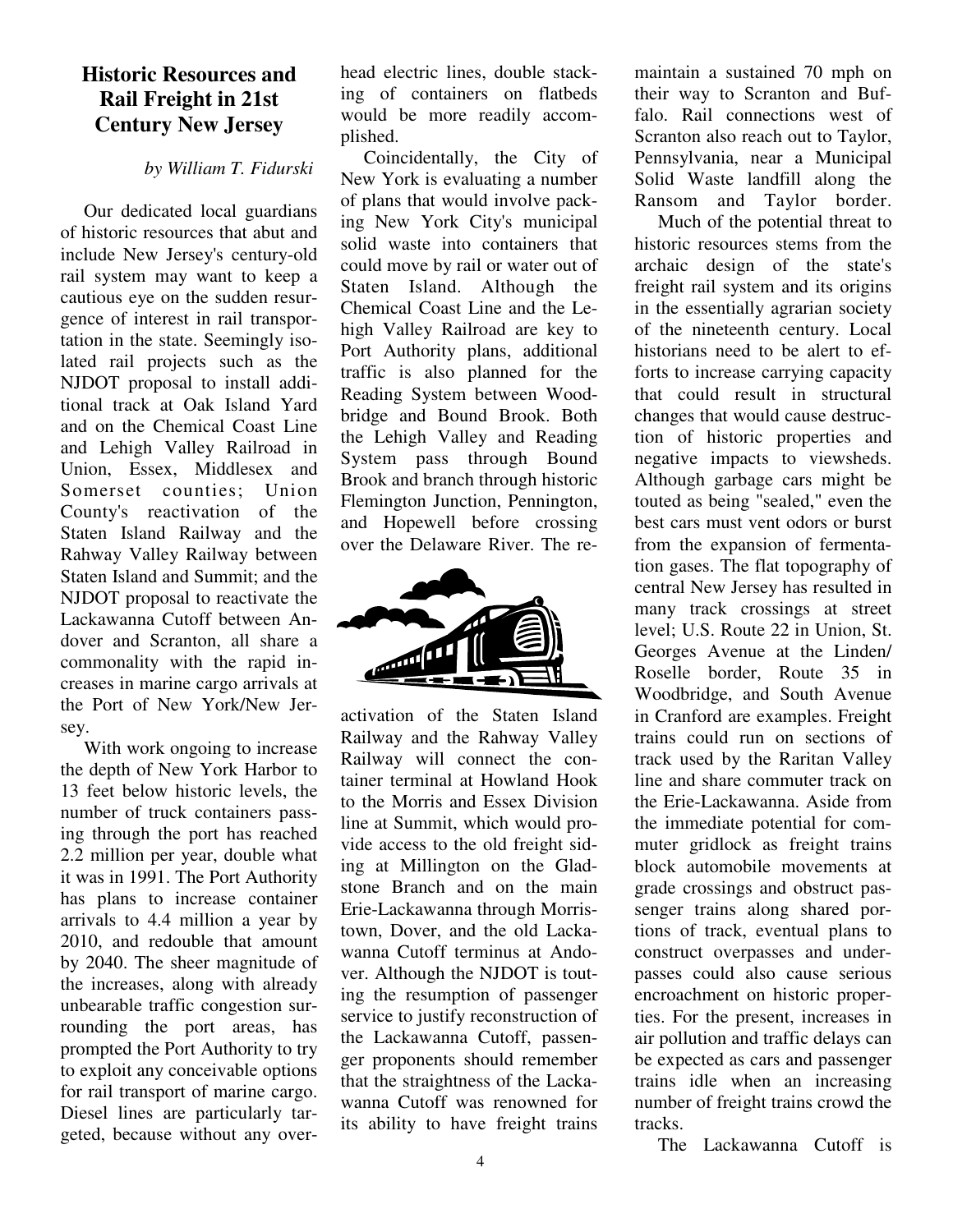## Historic Resources and Rail Freight in 21st Century New Jersey

*by William T. Fidurski*

Our dedicated local guardians of historic resources that abut and include New Jersey's century-old rail system may want to keep a cautious eye on the sudden resurgence of interest in rail transportation in the state. Seemingly isolated rail projects such as the NJDOT proposal to install additional track at Oak Island Yard and on the Chemical Coast Line and Lehigh Valley Railroad in Union, Essex, Middlesex and Somerset counties; Union County's reactivation of the Staten Island Railway and the Rahway Valley Railway between Staten Island and Summit; and the NJDOT proposal to reactivate the Lackawanna Cutoff between Andover and Scranton, all share a commonality with the rapid increases in marine cargo arrivals at the Port of New York/New Jersey.

With work ongoing to increase the depth of New York Harbor to 13 feet below historic levels, the number of truck containers passing through the port has reached 2.2 million per year, double what it was in 1991. The Port Authority has plans to increase container arrivals to 4.4 million a year by 2010, and redouble that amount by 2040. The sheer magnitude of the increases, along with already unbearable traffic congestion surrounding the port areas, has prompted the Port Authority to try to exploit any conceivable options for rail transport of marine cargo. Diesel lines are particularly targeted, because without any overhead electric lines, double stacking of containers on flatbeds would be more readily accomplished.

Coincidentally, the City of New York is evaluating a number of plans that would involve packing New York City's municipal solid waste into containers that could move by rail or water out of Staten Island. Although the Chemical Coast Line and the Lehigh Valley Railroad are key to Port Authority plans, additional traffic is also planned for the Reading System between Woodbridge and Bound Brook. Both the Lehigh Valley and Reading System pass through Bound Brook and branch through historic Flemington Junction, Pennington, and Hopewell before crossing over the Delaware River. The reactivation of the Staten Island Railway and the Rahway Valley Railway will connect the container terminal at Howland Hook to the Morris and Essex Division line at Summit, which would provide access to the old freight siding at Millington on the Gladstone Branch and on the main Erie-Lackawanna through Morristown, Dover, and the old Lackawanna Cutoff terminus at Andover. Although the NJDOT is touting the resumption of passenger service to justify reconstruction of the Lackawanna Cutoff, passenger proponents should remember that the straightness of the Lackawanna Cutoff was renowned for its ability to have freight trains maintain a sustained 70 mph on their way to Scranton and Buffalo. Rail connections west of Scranton also reach out to Taylor, Pennsylvania, near a Municipal Solid Waste landfill along the Ransom and Taylor border.

Much of the potential threat to historic resources stems from the archaic design of the state's freight rail system and its origins in the essentially agrarian society of the nineteenth century. Local historians need to be alert to efforts to increase carrying capacity that could result in structural changes that would cause destruction of historic properties and negative impacts to viewsheds. Although garbage cars might be touted as being "sealed," even the best cars must vent odors or burst from the expansion of fermentation gases. The flat topography of central New Jersey has resulted in many track crossings at street level; U.S. Route 22 in Union, St. Georges Avenue at the Linden/Roselle border, Route 35 in Woodbridge, and South Avenue in Cranford are examples. Freight trains could run on sections of track used by the Raritan Valley line and share commuter track on the Erie-Lackawanna. Aside from the immediate potential for commuter gridlock as freight trains block automobile movements at grade crossings and obstruct passenger trains along shared portions of track, eventual plans to construct overpasses and underpasses could also cause serious encroachment on historic properties. For the present, increases in air pollution and traffic delays can be expected as cars and passenger trains idle when an increasing number of freight trains crowd the tracks.

The Lackawanna Cutoff is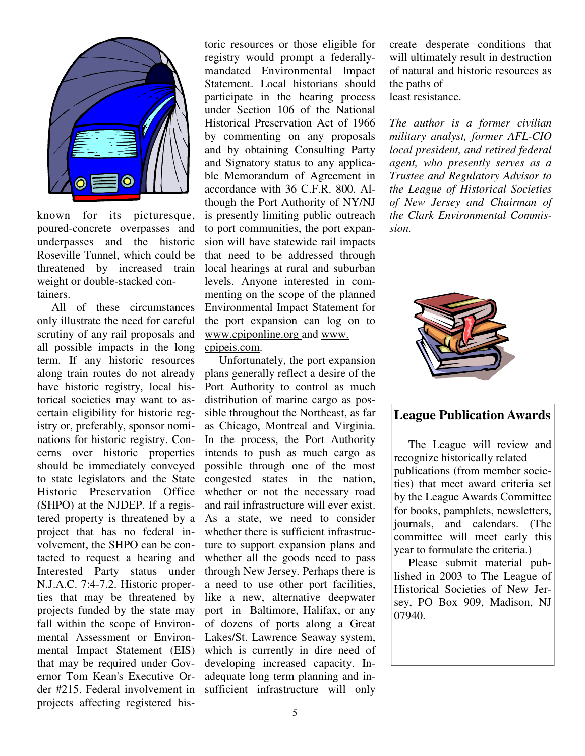known for its picturesque, poured-concrete overpasses and underpasses and the historic Roseville Tunnel, which could be threatened by increased train weight or double-stacked containers.

All of these circumstances only illustrate the need for careful scrutiny of any rail proposals and all possible impacts in the long term. If any historic resources along train routes do not already have historic registry, local historical societies may want to ascertain eligibility for historic registry or, preferably, sponsor nominations for historic registry. Concerns over historic properties should be immediately conveyed to state legislators and the State Historic Preservation Office (SHPO) at the NJDEP. If a registered property is threatened by a project that has no federal involvement, the SHPO can be contacted to request a hearing and Interested Party status under N.J.A.C. 7:4-7.2. Historic properties that may be threatened by projects funded by the state may fall within the scope of Environmental Assessment or Environmental Impact Statement (EIS) that may be required under Governor Tom Kean's Executive Order #215. Federal involvement in projects affecting registered historic resources or those eligible for registry would prompt a federally-mandated Environmental Impact Statement. Local historians should participate in the hearing process under Section 106 of the National Historical Preservation Act of 1966 by commenting on any proposals and by obtaining Consulting Party and Signatory status to any applicable Memorandum of Agreement in accordance with 36 C.F.R. 800. Although the Port Authority of NY/NJ is presently limiting public outreach to port communities, the port expansion will have statewide rail impacts that need to be addressed through local hearings at rural and suburban levels. Anyone interested in commenting on the scope of the planned Environmental Impact Statement for the port expansion can log on to www.cpiponline.org and www.cpipeis.com.

Unfortunately, the port expansion plans generally reflect a desire of the Port Authority to control as much distribution of marine cargo as possible throughout the Northeast, as far as Chicago, Montreal and Virginia. In the process, the Port Authority intends to push as much cargo as possible through one of the most congested states in the nation, whether or not the necessary road and rail infrastructure will ever exist. As a state, we need to consider whether there is sufficient infrastructure to support expansion plans and whether all the goods need to pass through New Jersey. Perhaps there is a need to use other port facilities, like a new, alternative deepwater port in Baltimore, Halifax, or any of dozens of ports along a Great Lakes/St. Lawrence Seaway system, which is currently in dire need of developing increased capacity. Inadequate long term planning and insufficient infrastructure will only create desperate conditions that will ultimately result in destruction of natural and historic resources as the paths of least resistance.

*The author is a former civilian military analyst, former AFL-CIO local president, and retired federal agent, who presently serves as a Trustee and Regulatory Advisor to the League of Historical Societies of New Jersey and Chairman of the Clark Environmental Commission.*

## League Publication Awards

The League will review and recognize historically related publications (from member societies) that meet award criteria set by the League Awards Committee for books, pamphlets, newsletters, journals, and calendars. (The committee will meet early this year to formulate the criteria.)

Please submit material published in 2003 to The League of Historical Societies of New Jersey, PO Box 909, Madison, NJ 07940.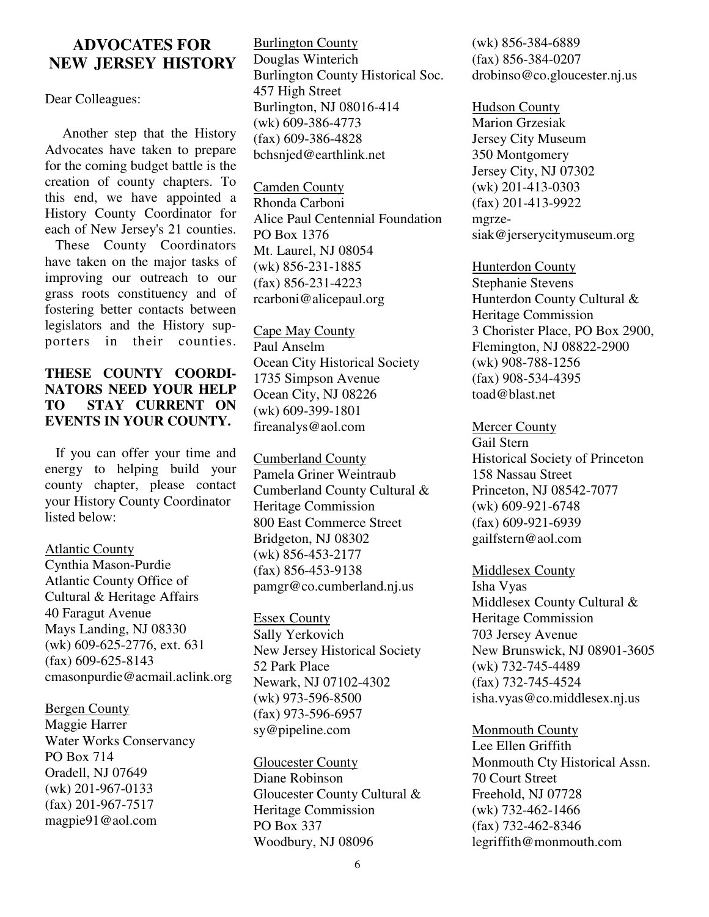# ADVOCATES FOR NEW JERSEY HISTORY

Dear Colleagues:

Another step that the History Advocates have taken to prepare for the coming budget battle is the creation of county chapters. To this end, we have appointed a History County Coordinator for each of New Jersey's 21 counties. These County Coordinators have taken on the major tasks of improving our outreach to our grass roots constituency and of fostering better contacts between legislators and the History supporters in their counties.

**THESE COUNTY COORDINATORS NEED YOUR HELP TO STAY CURRENT ON EVENTS IN YOUR COUNTY.**

If you can offer your time and energy to helping build your county chapter, please contact your History County Coordinator listed below:

Atlantic County
Cynthia Mason-Purdie
Atlantic County Office of Cultural & Heritage Affairs
40 Faragut Avenue
Mays Landing, NJ 08330
(wk) 609-625-2776, ext. 631
(fax) 609-625-8143
cmasonpurdie@acmail.aclink.org

Bergen County
Maggie Harrer
Water Works Conservancy
PO Box 714
Oradell, NJ 07649
(wk) 201-967-0133
(fax) 201-967-7517
magpie91@aol.com

Burlington County
Douglas Winterich
Burlington County Historical Soc.
457 High Street
Burlington, NJ 08016-414
(wk) 609-386-4773
(fax) 609-386-4828
bchsnjed@earthlink.net

Camden County
Rhonda Carboni
Alice Paul Centennial Foundation
PO Box 1376
Mt. Laurel, NJ 08054
(wk) 856-231-1885
(fax) 856-231-4223
rcarboni@alicepaul.org

Cape May County
Paul Anselm
Ocean City Historical Society
1735 Simpson Avenue
Ocean City, NJ 08226
(wk) 609-399-1801
fireanalys@aol.com

Cumberland County
Pamela Griner Weintraub
Cumberland County Cultural & Heritage Commission
800 East Commerce Street
Bridgeton, NJ 08302
(wk) 856-453-2177
(fax) 856-453-9138
pamgr@co.cumberland.nj.us

Essex County
Sally Yerkovich
New Jersey Historical Society
52 Park Place
Newark, NJ 07102-4302
(wk) 973-596-8500
(fax) 973-596-6957
sy@pipeline.com

Gloucester County
Diane Robinson
Gloucester County Cultural & Heritage Commission
PO Box 337
Woodbury, NJ 08096
(wk) 856-384-6889
(fax) 856-384-0207
drobinso@co.gloucester.nj.us

Hudson County
Marion Grzesiak
Jersey City Museum
350 Montgomery
Jersey City, NJ 07302
(wk) 201-413-0303
(fax) 201-413-9922
mgrzesiak@jerserycitymuseum.org

Hunterdon County
Stephanie Stevens
Hunterdon County Cultural & Heritage Commission
3 Chorister Place, PO Box 2900,
Flemington, NJ 08822-2900
(wk) 908-788-1256
(fax) 908-534-4395
toad@blast.net

Mercer County
Gail Stern
Historical Society of Princeton
158 Nassau Street
Princeton, NJ 08542-7077
(wk) 609-921-6748
(fax) 609-921-6939
gailfstern@aol.com

Middlesex County
Isha Vyas
Middlesex County Cultural & Heritage Commission
703 Jersey Avenue
New Brunswick, NJ 08901-3605
(wk) 732-745-4489
(fax) 732-745-4524
isha.vyas@co.middlesex.nj.us

Monmouth County
Lee Ellen Griffith
Monmouth Cty Historical Assn.
70 Court Street
Freehold, NJ 07728
(wk) 732-462-1466
(fax) 732-462-8346
legriffith@monmouth.com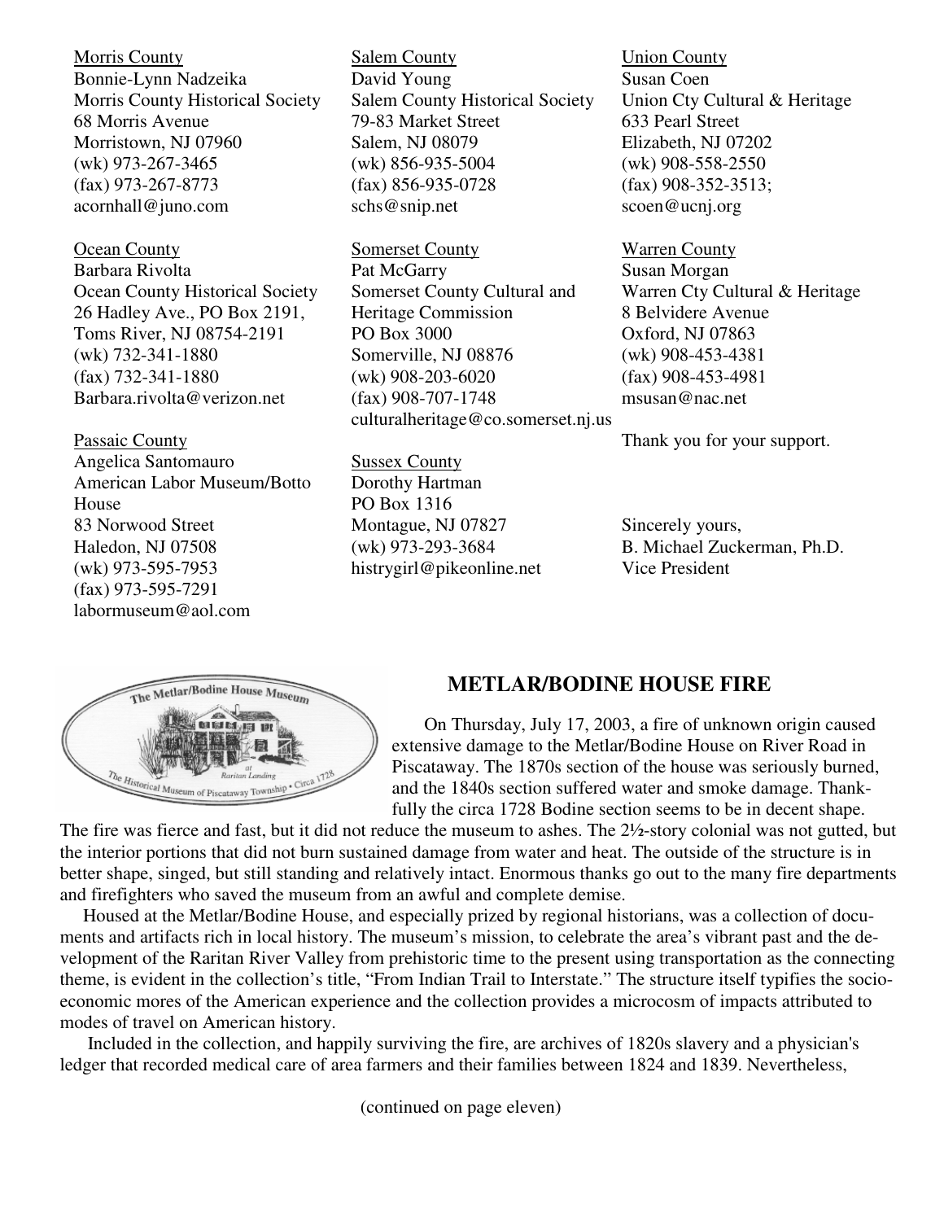Morris County
Bonnie-Lynn Nadzeika
Morris County Historical Society
68 Morris Avenue
Morristown, NJ 07960
(wk) 973-267-3465
(fax) 973-267-8773
acornhall@juno.com

Ocean County
Barbara Rivolta
Ocean County Historical Society
26 Hadley Ave., PO Box 2191,
Toms River, NJ 08754-2191
(wk) 732-341-1880
(fax) 732-341-1880
Barbara.rivolta@verizon.net

Passaic County
Angelica Santomauro
American Labor Museum/Botto House
83 Norwood Street
Haledon, NJ 07508
(wk) 973-595-7953
(fax) 973-595-7291
labormuseum@aol.com

Salem County
David Young
Salem County Historical Society
79-83 Market Street
Salem, NJ 08079
(wk) 856-935-5004
(fax) 856-935-0728
schs@snip.net

Somerset County
Pat McGarry
Somerset County Cultural and Heritage Commission
PO Box 3000
Somerville, NJ 08876
(wk) 908-203-6020
(fax) 908-707-1748
culturalheritage@co.somerset.nj.us

Sussex County
Dorothy Hartman
PO Box 1316
Montague, NJ 07827
(wk) 973-293-3684
histrygirl@pikeonline.net

Union County
Susan Coen
Union Cty Cultural & Heritage
633 Pearl Street
Elizabeth, NJ 07202
(wk) 908-558-2550
(fax) 908-352-3513;
scoen@ucnj.org

Warren County
Susan Morgan
Warren Cty Cultural & Heritage
8 Belvidere Avenue
Oxford, NJ 07863
(wk) 908-453-4381
(fax) 908-453-4981
msusan@nac.net

Thank you for your support.

Sincerely yours,
B. Michael Zuckerman, Ph.D.
Vice President

## METLAR/BODINE HOUSE FIRE

On Thursday, July 17, 2003, a fire of unknown origin caused extensive damage to the Metlar/Bodine House on River Road in Piscataway. The 1870s section of the house was seriously burned, and the 1840s section suffered water and smoke damage. Thankfully the circa 1728 Bodine section seems to be in decent shape. The fire was fierce and fast, but it did not reduce the museum to ashes. The 2½-story colonial was not gutted, but the interior portions that did not burn sustained damage from water and heat. The outside of the structure is in better shape, singed, but still standing and relatively intact. Enormous thanks go out to the many fire departments and firefighters who saved the museum from an awful and complete demise.

Housed at the Metlar/Bodine House, and especially prized by regional historians, was a collection of documents and artifacts rich in local history. The museum's mission, to celebrate the area's vibrant past and the development of the Raritan River Valley from prehistoric time to the present using transportation as the connecting theme, is evident in the collection's title, "From Indian Trail to Interstate." The structure itself typifies the socio-economic mores of the American experience and the collection provides a microcosm of impacts attributed to modes of travel on American history.

Included in the collection, and happily surviving the fire, are archives of 1820s slavery and a physician's ledger that recorded medical care of area farmers and their families between 1824 and 1839. Nevertheless,

(continued on page eleven)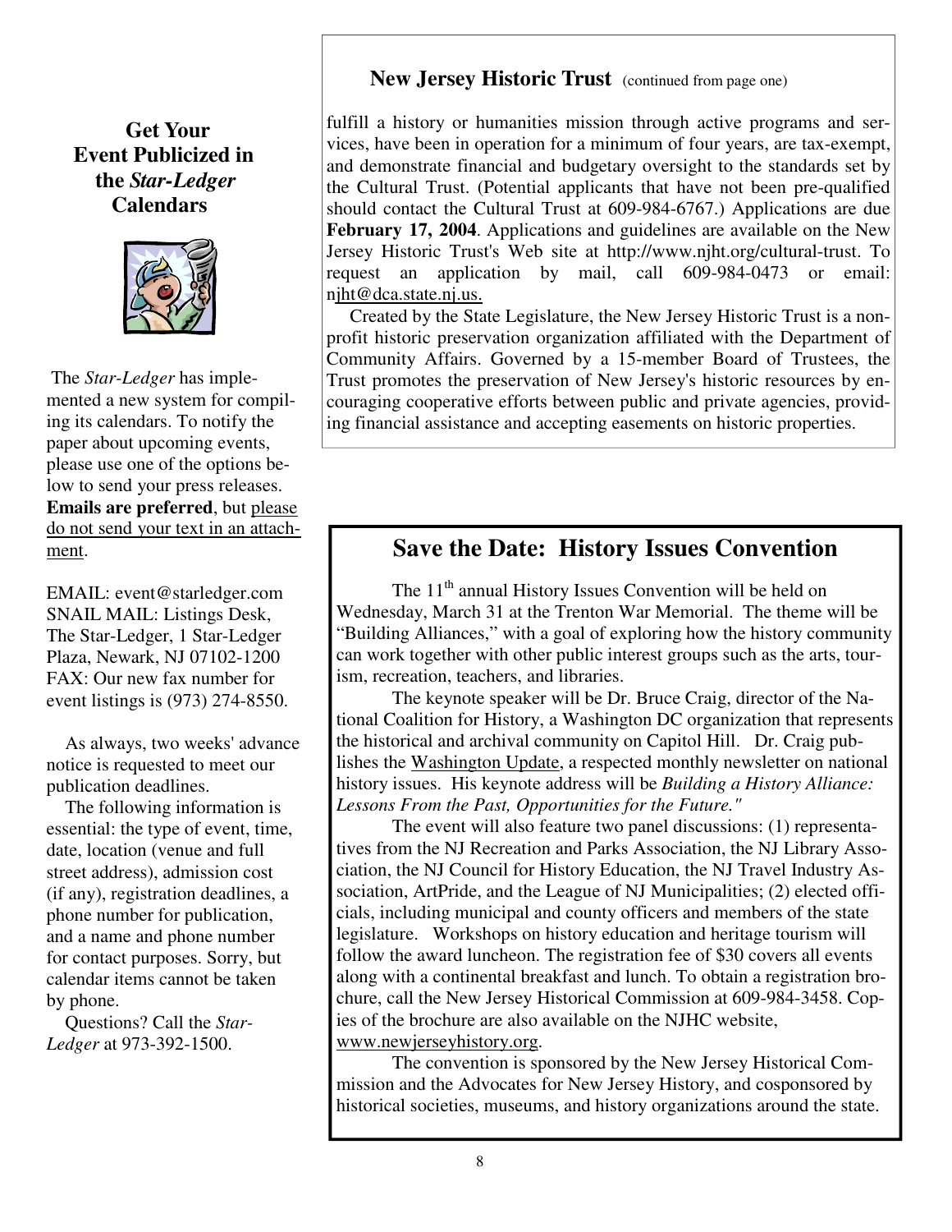## Get Your Event Publicized in the *Star-Ledger* Calendars

The *Star-Ledger* has implemented a new system for compiling its calendars. To notify the paper about upcoming events, please use one of the options below to send your press releases. **Emails are preferred**, but please do not send your text in an attachment.

EMAIL: event@starledger.com
SNAIL MAIL: Listings Desk, The Star-Ledger, 1 Star-Ledger Plaza, Newark, NJ 07102-1200
FAX: Our new fax number for event listings is (973) 274-8550.

As always, two weeks' advance notice is requested to meet our publication deadlines.

The following information is essential: the type of event, time, date, location (venue and full street address), admission cost (if any), registration deadlines, a phone number for publication, and a name and phone number for contact purposes. Sorry, but calendar items cannot be taken by phone.

Questions? Call the *Star-Ledger* at 973-392-1500.

## New Jersey Historic Trust (continued from page one)

fulfill a history or humanities mission through active programs and services, have been in operation for a minimum of four years, are tax-exempt, and demonstrate financial and budgetary oversight to the standards set by the Cultural Trust. (Potential applicants that have not been pre-qualified should contact the Cultural Trust at 609-984-6767.) Applications are due **February 17, 2004**. Applications and guidelines are available on the New Jersey Historic Trust's Web site at http://www.njht.org/cultural-trust. To request an application by mail, call 609-984-0473 or email: njht@dca.state.nj.us.

Created by the State Legislature, the New Jersey Historic Trust is a nonprofit historic preservation organization affiliated with the Department of Community Affairs. Governed by a 15-member Board of Trustees, the Trust promotes the preservation of New Jersey's historic resources by encouraging cooperative efforts between public and private agencies, providing financial assistance and accepting easements on historic properties.

## Save the Date: History Issues Convention

The 11th annual History Issues Convention will be held on Wednesday, March 31 at the Trenton War Memorial. The theme will be "Building Alliances," with a goal of exploring how the history community can work together with other public interest groups such as the arts, tourism, recreation, teachers, and libraries.

The keynote speaker will be Dr. Bruce Craig, director of the National Coalition for History, a Washington DC organization that represents the historical and archival community on Capitol Hill. Dr. Craig publishes the Washington Update, a respected monthly newsletter on national history issues. His keynote address will be *Building a History Alliance: Lessons From the Past, Opportunities for the Future."*

The event will also feature two panel discussions: (1) representatives from the NJ Recreation and Parks Association, the NJ Library Association, the NJ Council for History Education, the NJ Travel Industry Association, ArtPride, and the League of NJ Municipalities; (2) elected officials, including municipal and county officers and members of the state legislature. Workshops on history education and heritage tourism will follow the award luncheon. The registration fee of $30 covers all events along with a continental breakfast and lunch. To obtain a registration brochure, call the New Jersey Historical Commission at 609-984-3458. Copies of the brochure are also available on the NJHC website, www.newjerseyhistory.org.

The convention is sponsored by the New Jersey Historical Commission and the Advocates for New Jersey History, and cosponsored by historical societies, museums, and history organizations around the state.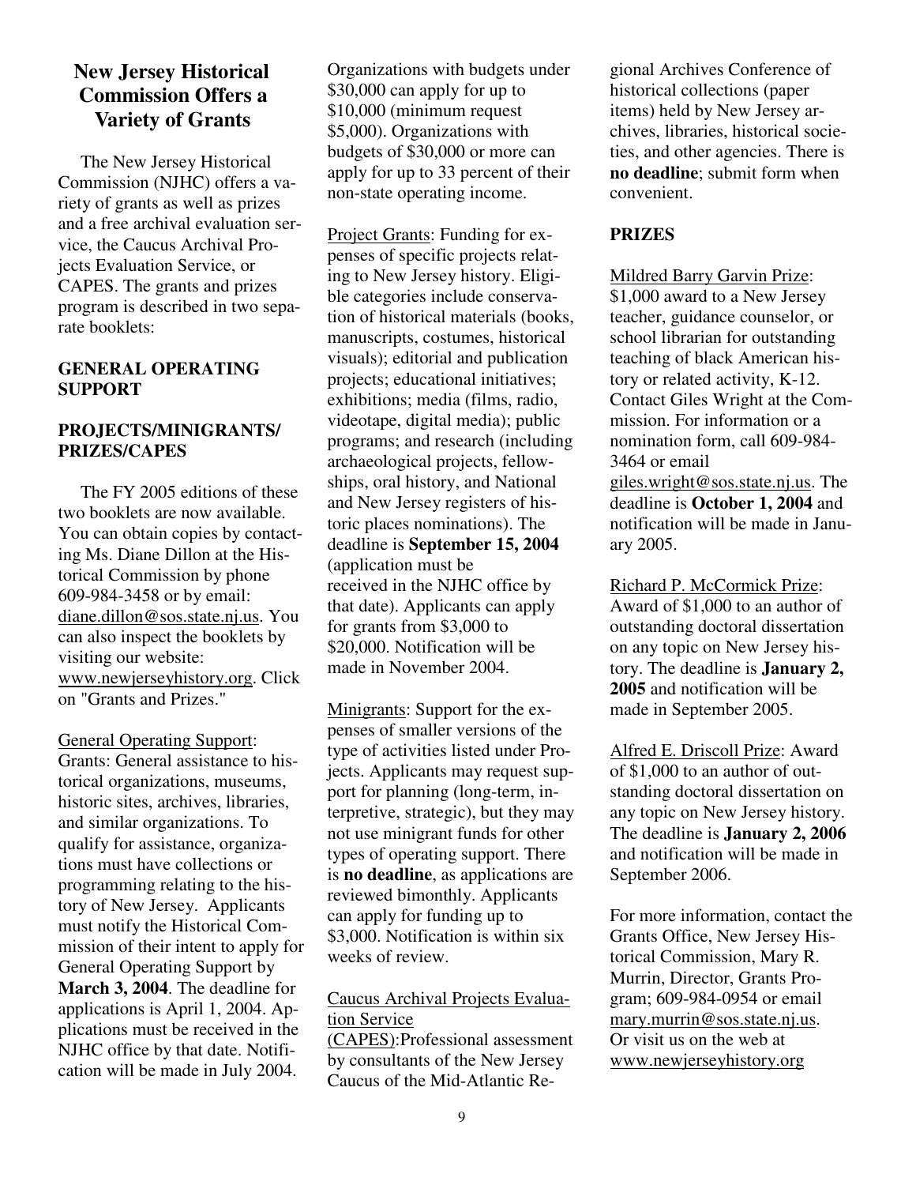## New Jersey Historical Commission Offers a Variety of Grants

The New Jersey Historical Commission (NJHC) offers a variety of grants as well as prizes and a free archival evaluation service, the Caucus Archival Projects Evaluation Service, or CAPES. The grants and prizes program is described in two separate booklets:

**GENERAL OPERATING SUPPORT**

**PROJECTS/MINIGRANTS/ PRIZES/CAPES**

The FY 2005 editions of these two booklets are now available. You can obtain copies by contacting Ms. Diane Dillon at the Historical Commission by phone 609-984-3458 or by email: diane.dillon@sos.state.nj.us. You can also inspect the booklets by visiting our website: www.newjerseyhistory.org. Click on "Grants and Prizes."

General Operating Support: Grants: General assistance to historical organizations, museums, historic sites, archives, libraries, and similar organizations. To qualify for assistance, organizations must have collections or programming relating to the history of New Jersey. Applicants must notify the Historical Commission of their intent to apply for General Operating Support by **March 3, 2004**. The deadline for applications is April 1, 2004. Applications must be received in the NJHC office by that date. Notification will be made in July 2004. Organizations with budgets under $30,000 can apply for up to $10,000 (minimum request $5,000). Organizations with budgets of $30,000 or more can apply for up to 33 percent of their non-state operating income.

Project Grants: Funding for expenses of specific projects relating to New Jersey history. Eligible categories include conservation of historical materials (books, manuscripts, costumes, historical visuals); editorial and publication projects; educational initiatives; exhibitions; media (films, radio, videotape, digital media); public programs; and research (including archaeological projects, fellowships, oral history, and National and New Jersey registers of historic places nominations). The deadline is **September 15, 2004** (application must be received in the NJHC office by that date). Applicants can apply for grants from $3,000 to $20,000. Notification will be made in November 2004.

Minigrants: Support for the expenses of smaller versions of the type of activities listed under Projects. Applicants may request support for planning (long-term, interpretive, strategic), but they may not use minigrant funds for other types of operating support. There is **no deadline**, as applications are reviewed bimonthly. Applicants can apply for funding up to $3,000. Notification is within six weeks of review.

Caucus Archival Projects Evaluation Service (CAPES): Professional assessment by consultants of the New Jersey Caucus of the Mid-Atlantic Regional Archives Conference of historical collections (paper items) held by New Jersey archives, libraries, historical societies, and other agencies. There is **no deadline**; submit form when convenient.

**PRIZES**

Mildred Barry Garvin Prize: $1,000 award to a New Jersey teacher, guidance counselor, or school librarian for outstanding teaching of black American history or related activity, K-12. Contact Giles Wright at the Commission. For information or a nomination form, call 609-984-3464 or email giles.wright@sos.state.nj.us. The deadline is **October 1, 2004** and notification will be made in January 2005.

Richard P. McCormick Prize: Award of $1,000 to an author of outstanding doctoral dissertation on any topic on New Jersey history. The deadline is **January 2, 2005** and notification will be made in September 2005.

Alfred E. Driscoll Prize: Award of $1,000 to an author of outstanding doctoral dissertation on any topic on New Jersey history. The deadline is **January 2, 2006** and notification will be made in September 2006.

For more information, contact the Grants Office, New Jersey Historical Commission, Mary R. Murrin, Director, Grants Program; 609-984-0954 or email mary.murrin@sos.state.nj.us. Or visit us on the web at www.newjerseyhistory.org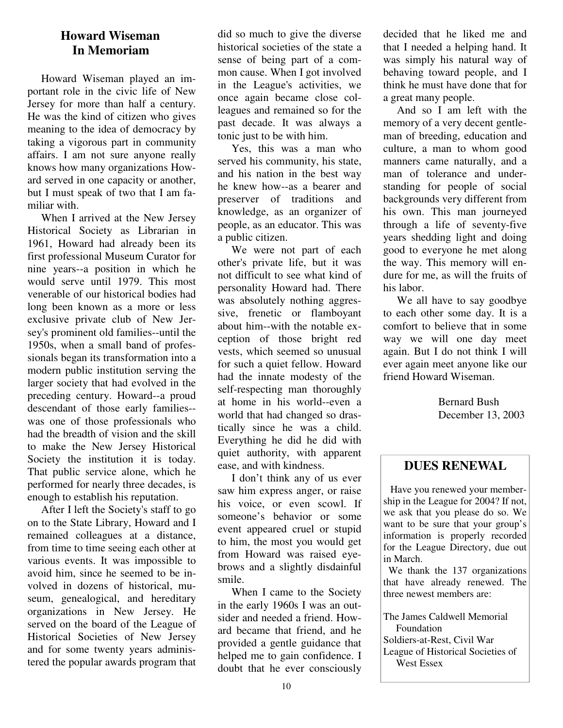## Howard Wiseman In Memoriam

Howard Wiseman played an important role in the civic life of New Jersey for more than half a century. He was the kind of citizen who gives meaning to the idea of democracy by taking a vigorous part in community affairs. I am not sure anyone really knows how many organizations Howard served in one capacity or another, but I must speak of two that I am familiar with.

When I arrived at the New Jersey Historical Society as Librarian in 1961, Howard had already been its first professional Museum Curator for nine years--a position in which he would serve until 1979. This most venerable of our historical bodies had long been known as a more or less exclusive private club of New Jersey's prominent old families--until the 1950s, when a small band of professionals began its transformation into a modern public institution serving the larger society that had evolved in the preceding century. Howard--a proud descendant of those early families--was one of those professionals who had the breadth of vision and the skill to make the New Jersey Historical Society the institution it is today. That public service alone, which he performed for nearly three decades, is enough to establish his reputation.

After I left the Society's staff to go on to the State Library, Howard and I remained colleagues at a distance, from time to time seeing each other at various events. It was impossible to avoid him, since he seemed to be involved in dozens of historical, museum, genealogical, and hereditary organizations in New Jersey. He served on the board of the League of Historical Societies of New Jersey and for some twenty years administered the popular awards program that did so much to give the diverse historical societies of the state a sense of being part of a common cause. When I got involved in the League's activities, we once again became close colleagues and remained so for the past decade. It was always a tonic just to be with him.

Yes, this was a man who served his community, his state, and his nation in the best way he knew how--as a bearer and preserver of traditions and knowledge, as an organizer of people, as an educator. This was a public citizen.

We were not part of each other's private life, but it was not difficult to see what kind of personality Howard had. There was absolutely nothing aggressive, frenetic or flamboyant about him--with the notable exception of those bright red vests, which seemed so unusual for such a quiet fellow. Howard had the innate modesty of the self-respecting man thoroughly at home in his world--even a world that had changed so drastically since he was a child. Everything he did he did with quiet authority, with apparent ease, and with kindness.

I don't think any of us ever saw him express anger, or raise his voice, or even scowl. If someone's behavior or some event appeared cruel or stupid to him, the most you would get from Howard was raised eyebrows and a slightly disdainful smile.

When I came to the Society in the early 1960s I was an outsider and needed a friend. Howard became that friend, and he provided a gentle guidance that helped me to gain confidence. I doubt that he ever consciously decided that he liked me and that I needed a helping hand. It was simply his natural way of behaving toward people, and I think he must have done that for a great many people.

And so I am left with the memory of a very decent gentleman of breeding, education and culture, a man to whom good manners came naturally, and a man of tolerance and understanding for people of social backgrounds very different from his own. This man journeyed through a life of seventy-five years shedding light and doing good to everyone he met along the way. This memory will endure for me, as will the fruits of his labor.

We all have to say goodbye to each other some day. It is a comfort to believe that in some way we will one day meet again. But I do not think I will ever again meet anyone like our friend Howard Wiseman.

Bernard Bush
December 13, 2003

## DUES RENEWAL

Have you renewed your membership in the League for 2004? If not, we ask that you please do so. We want to be sure that your group's information is properly recorded for the League Directory, due out in March.

We thank the 137 organizations that have already renewed. The three newest members are:

The James Caldwell Memorial Foundation
Soldiers-at-Rest, Civil War
League of Historical Societies of West Essex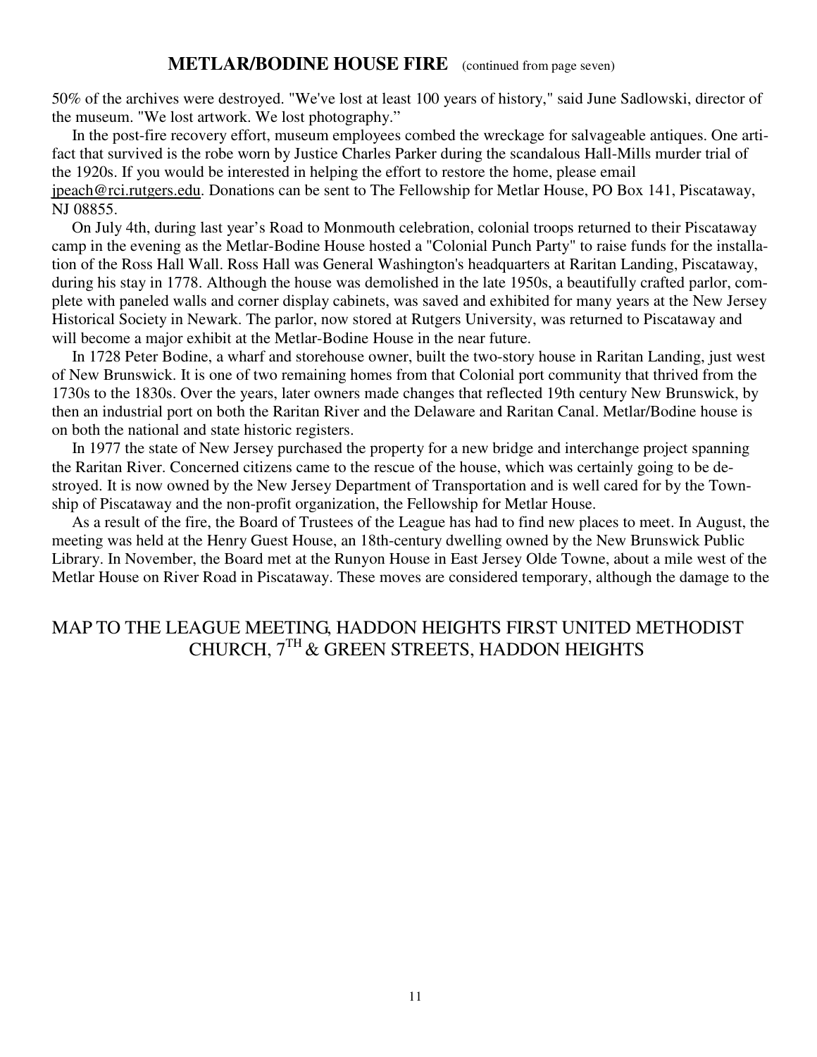## METLAR/BODINE HOUSE FIRE (continued from page seven)

50% of the archives were destroyed. "We've lost at least 100 years of history," said June Sadlowski, director of the museum. "We lost artwork. We lost photography."

In the post-fire recovery effort, museum employees combed the wreckage for salvageable antiques. One artifact that survived is the robe worn by Justice Charles Parker during the scandalous Hall-Mills murder trial of the 1920s. If you would be interested in helping the effort to restore the home, please email jpeach@rci.rutgers.edu. Donations can be sent to The Fellowship for Metlar House, PO Box 141, Piscataway, NJ 08855.

On July 4th, during last year's Road to Monmouth celebration, colonial troops returned to their Piscataway camp in the evening as the Metlar-Bodine House hosted a "Colonial Punch Party" to raise funds for the installation of the Ross Hall Wall. Ross Hall was General Washington's headquarters at Raritan Landing, Piscataway, during his stay in 1778. Although the house was demolished in the late 1950s, a beautifully crafted parlor, complete with paneled walls and corner display cabinets, was saved and exhibited for many years at the New Jersey Historical Society in Newark. The parlor, now stored at Rutgers University, was returned to Piscataway and will become a major exhibit at the Metlar-Bodine House in the near future.

In 1728 Peter Bodine, a wharf and storehouse owner, built the two-story house in Raritan Landing, just west of New Brunswick. It is one of two remaining homes from that Colonial port community that thrived from the 1730s to the 1830s. Over the years, later owners made changes that reflected 19th century New Brunswick, by then an industrial port on both the Raritan River and the Delaware and Raritan Canal. Metlar/Bodine house is on both the national and state historic registers.

In 1977 the state of New Jersey purchased the property for a new bridge and interchange project spanning the Raritan River. Concerned citizens came to the rescue of the house, which was certainly going to be destroyed. It is now owned by the New Jersey Department of Transportation and is well cared for by the Township of Piscataway and the non-profit organization, the Fellowship for Metlar House.

As a result of the fire, the Board of Trustees of the League has had to find new places to meet. In August, the meeting was held at the Henry Guest House, an 18th-century dwelling owned by the New Brunswick Public Library. In November, the Board met at the Runyon House in East Jersey Olde Towne, about a mile west of the Metlar House on River Road in Piscataway. These moves are considered temporary, although the damage to the

## MAP TO THE LEAGUE MEETING, HADDON HEIGHTS FIRST UNITED METHODIST CHURCH, 7TH & GREEN STREETS, HADDON HEIGHTS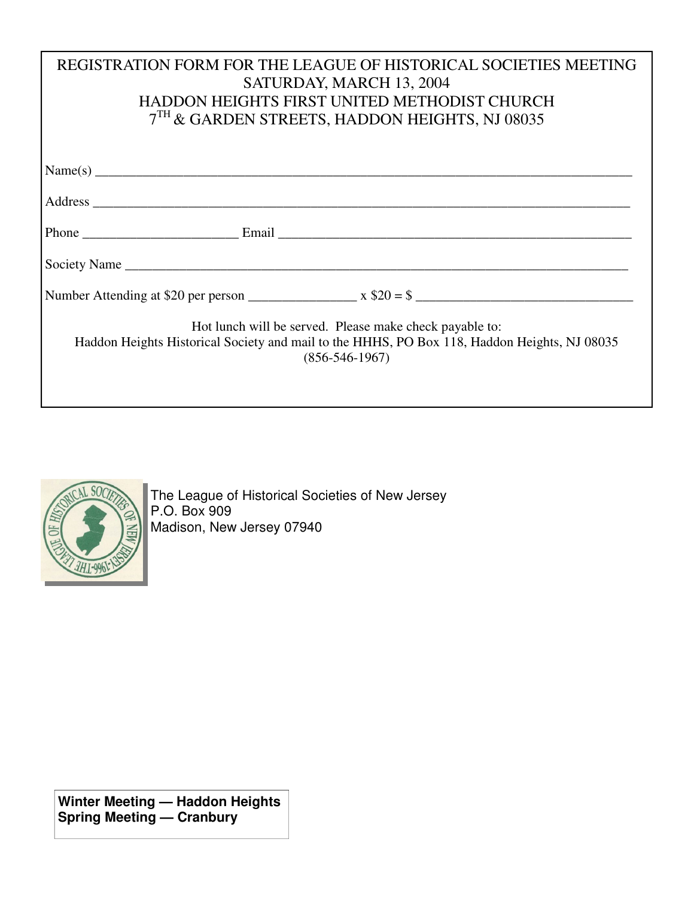REGISTRATION FORM FOR THE LEAGUE OF HISTORICAL SOCIETIES MEETING
SATURDAY, MARCH 13, 2004
HADDON HEIGHTS FIRST UNITED METHODIST CHURCH
7TH & GARDEN STREETS, HADDON HEIGHTS, NJ 08035

Name(s) ________________________________________________________________________________

Address ________________________________________________________________________________

Phone _______________________ Email _____________________________________________________

Society Name ___________________________________________________________________________

Number Attending at $20 per person ________________ x $20 = $ _______________________________

Hot lunch will be served. Please make check payable to:
Haddon Heights Historical Society and mail to the HHHS, PO Box 118, Haddon Heights, NJ 08035
(856-546-1967)

The League of Historical Societies of New Jersey
P.O. Box 909
Madison, New Jersey 07940

**Winter Meeting — Haddon Heights**
**Spring Meeting — Cranbury**